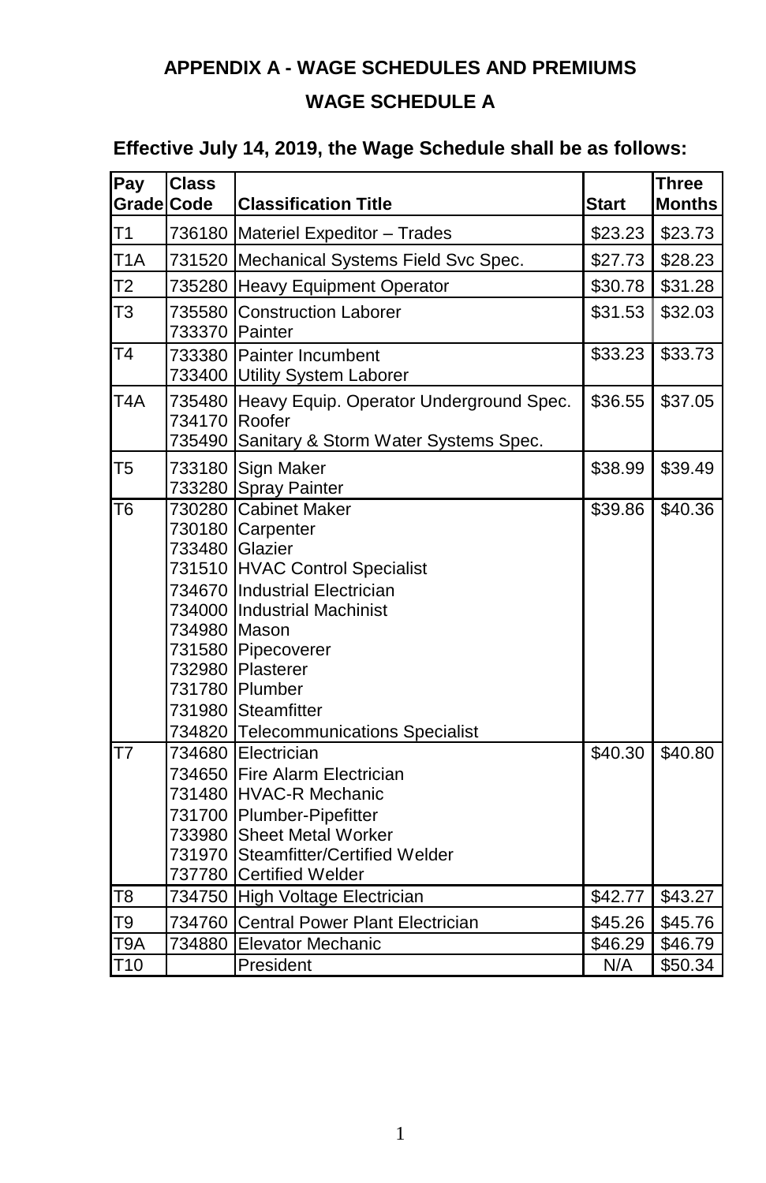## APPENDIX A - WAGE SCHEDULES AND PREMIUMS

### WAGE SCHEDULE A

**Effective July 14, 2019, the Wage Schedule shall be as follows:**

| Pay Grade | Class Code | Classification Title | Start | Three Months |
|---|---|---|---|---|
| T1 | 736180 | Materiel Expeditor – Trades | $23.23 | $23.73 |
| T1A | 731520 | Mechanical Systems Field Svc Spec. | $27.73 | $28.23 |
| T2 | 735280 | Heavy Equipment Operator | $30.78 | $31.28 |
| T3 | 735580<br>733370 | Construction Laborer<br>Painter | $31.53 | $32.03 |
| T4 | 733380<br>733400 | Painter Incumbent<br>Utility System Laborer | $33.23 | $33.73 |
| T4A | 735480<br>734170<br>735490 | Heavy Equip. Operator Underground Spec.<br>Roofer<br>Sanitary & Storm Water Systems Spec. | $36.55 | $37.05 |
| T5 | 733180<br>733280 | Sign Maker<br>Spray Painter | $38.99 | $39.49 |
| T6 | 730280<br>730180<br>733480<br>731510<br>734670<br>734000<br>734980<br>731580<br>732980<br>731780<br>731980<br>734820 | Cabinet Maker<br>Carpenter<br>Glazier<br>HVAC Control Specialist<br>Industrial Electrician<br>Industrial Machinist<br>Mason<br>Pipecoverer<br>Plasterer<br>Plumber<br>Steamfitter<br>Telecommunications Specialist | $39.86 | $40.36 |
| T7 | 734680<br>734650<br>731480<br>731700<br>733980<br>731970<br>737780 | Electrician<br>Fire Alarm Electrician<br>HVAC-R Mechanic<br>Plumber-Pipefitter<br>Sheet Metal Worker<br>Steamfitter/Certified Welder<br>Certified Welder | $40.30 | $40.80 |
| T8 | 734750 | High Voltage Electrician | $42.77 | $43.27 |
| T9 | 734760 | Central Power Plant Electrician | $45.26 | $45.76 |
| T9A | 734880 | Elevator Mechanic | $46.29 | $46.79 |
| T10 | | President | N/A | $50.34 |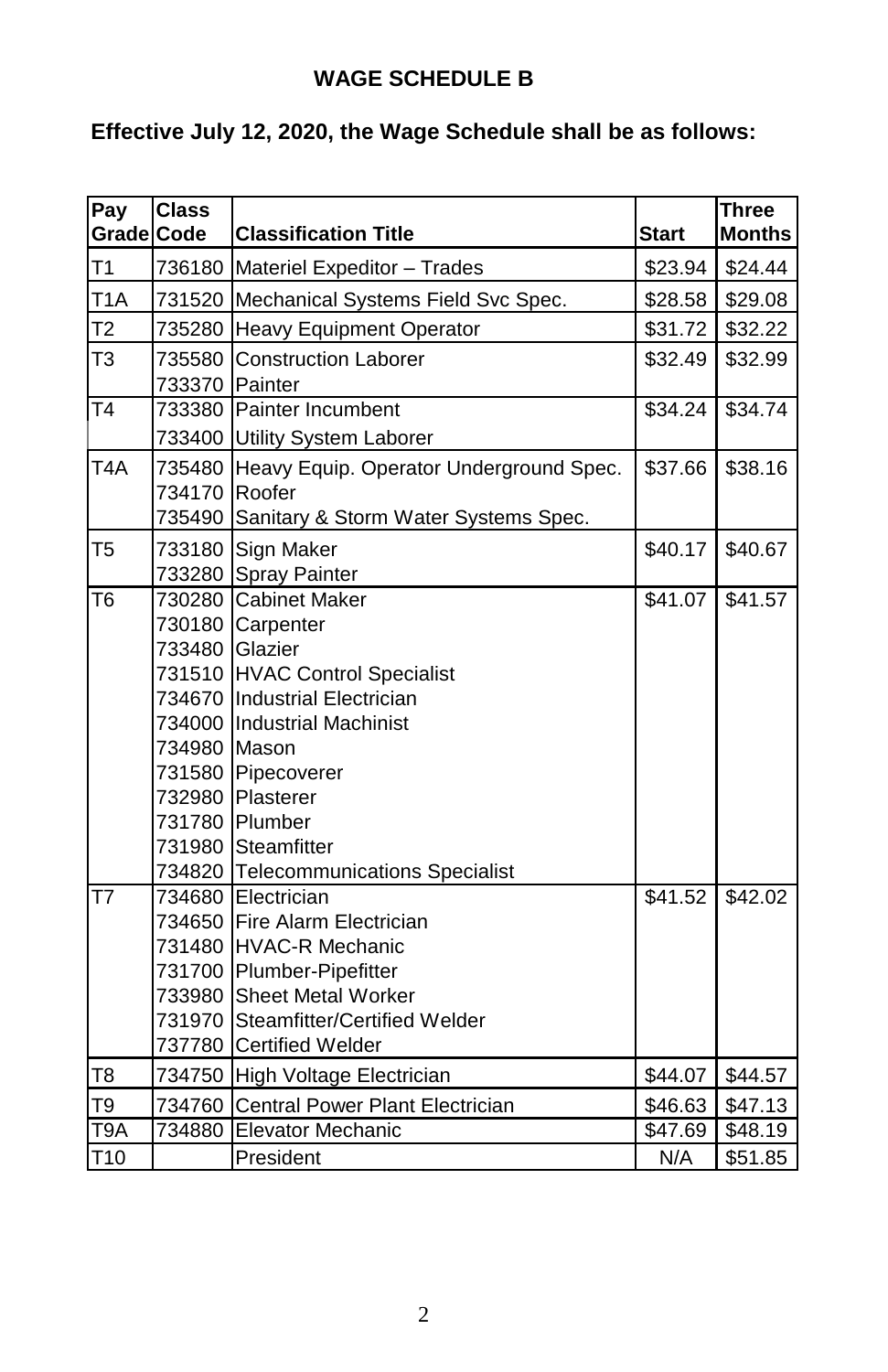## WAGE SCHEDULE B

**Effective July 12, 2020, the Wage Schedule shall be as follows:**

| Pay Grade | Class Code | Classification Title | Start | Three Months |
|---|---|---|---|---|
| T1 | 736180 | Materiel Expeditor – Trades | $23.94 | $24.44 |
| T1A | 731520 | Mechanical Systems Field Svc Spec. | $28.58 | $29.08 |
| T2 | 735280 | Heavy Equipment Operator | $31.72 | $32.22 |
| T3 | 735580 | Construction Laborer | $32.49 | $32.99 |
| | 733370 | Painter | | |
| T4 | 733380 | Painter Incumbent | $34.24 | $34.74 |
| | 733400 | Utility System Laborer | | |
| T4A | 735480 | Heavy Equip. Operator Underground Spec. | $37.66 | $38.16 |
| | 734170 | Roofer | | |
| | 735490 | Sanitary & Storm Water Systems Spec. | | |
| T5 | 733180 | Sign Maker | $40.17 | $40.67 |
| | 733280 | Spray Painter | | |
| T6 | 730280 | Cabinet Maker | $41.07 | $41.57 |
| | 730180 | Carpenter | | |
| | 733480 | Glazier | | |
| | 731510 | HVAC Control Specialist | | |
| | 734670 | Industrial Electrician | | |
| | 734000 | Industrial Machinist | | |
| | 734980 | Mason | | |
| | 731580 | Pipecoverer | | |
| | 732980 | Plasterer | | |
| | 731780 | Plumber | | |
| | 731980 | Steamfitter | | |
| | 734820 | Telecommunications Specialist | | |
| T7 | 734680 | Electrician | $41.52 | $42.02 |
| | 734650 | Fire Alarm Electrician | | |
| | 731480 | HVAC-R Mechanic | | |
| | 731700 | Plumber-Pipefitter | | |
| | 733980 | Sheet Metal Worker | | |
| | 731970 | Steamfitter/Certified Welder | | |
| | 737780 | Certified Welder | | |
| T8 | 734750 | High Voltage Electrician | $44.07 | $44.57 |
| T9 | 734760 | Central Power Plant Electrician | $46.63 | $47.13 |
| T9A | 734880 | Elevator Mechanic | $47.69 | $48.19 |
| T10 | | President | N/A | $51.85 |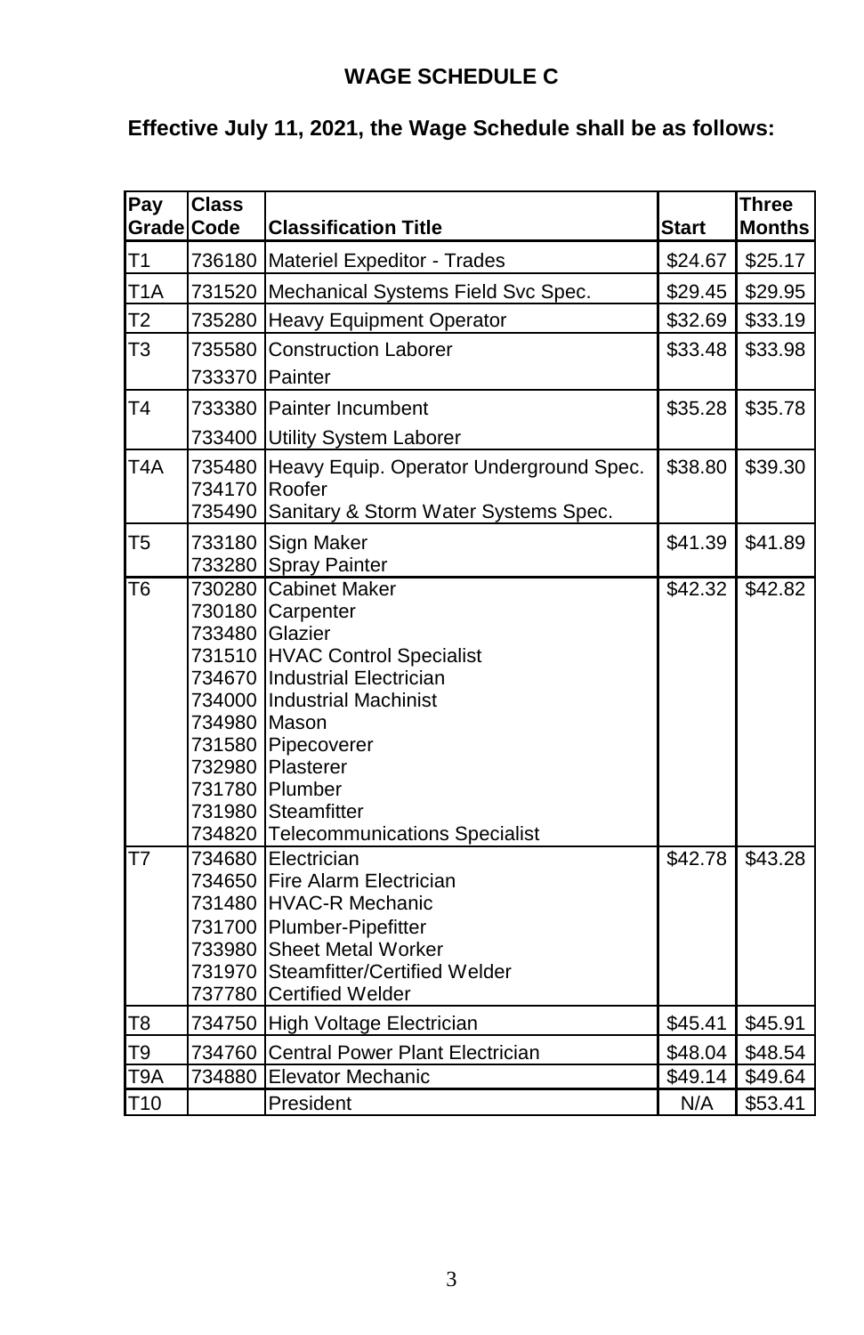# WAGE SCHEDULE C

**Effective July 11, 2021, the Wage Schedule shall be as follows:**

| Pay Grade | Class Code | Classification Title | Start | Three Months |
|---|---|---|---|---|
| T1 | 736180 | Materiel Expeditor - Trades | $24.67 | $25.17 |
| T1A | 731520 | Mechanical Systems Field Svc Spec. | $29.45 | $29.95 |
| T2 | 735280 | Heavy Equipment Operator | $32.69 | $33.19 |
| T3 | 735580 | Construction Laborer | $33.48 | $33.98 |
| | 733370 | Painter | | |
| T4 | 733380 | Painter Incumbent | $35.28 | $35.78 |
| | 733400 | Utility System Laborer | | |
| T4A | 735480 | Heavy Equip. Operator Underground Spec. | $38.80 | $39.30 |
| | 734170 | Roofer | | |
| | 735490 | Sanitary & Storm Water Systems Spec. | | |
| T5 | 733180 | Sign Maker | $41.39 | $41.89 |
| | 733280 | Spray Painter | | |
| T6 | 730280 | Cabinet Maker | $42.32 | $42.82 |
| | 730180 | Carpenter | | |
| | 733480 | Glazier | | |
| | 731510 | HVAC Control Specialist | | |
| | 734670 | Industrial Electrician | | |
| | 734000 | Industrial Machinist | | |
| | 734980 | Mason | | |
| | 731580 | Pipecoverer | | |
| | 732980 | Plasterer | | |
| | 731780 | Plumber | | |
| | 731980 | Steamfitter | | |
| | 734820 | Telecommunications Specialist | | |
| T7 | 734680 | Electrician | $42.78 | $43.28 |
| | 734650 | Fire Alarm Electrician | | |
| | 731480 | HVAC-R Mechanic | | |
| | 731700 | Plumber-Pipefitter | | |
| | 733980 | Sheet Metal Worker | | |
| | 731970 | Steamfitter/Certified Welder | | |
| | 737780 | Certified Welder | | |
| T8 | 734750 | High Voltage Electrician | $45.41 | $45.91 |
| T9 | 734760 | Central Power Plant Electrician | $48.04 | $48.54 |
| T9A | 734880 | Elevator Mechanic | $49.14 | $49.64 |
| T10 | | President | N/A | $53.41 |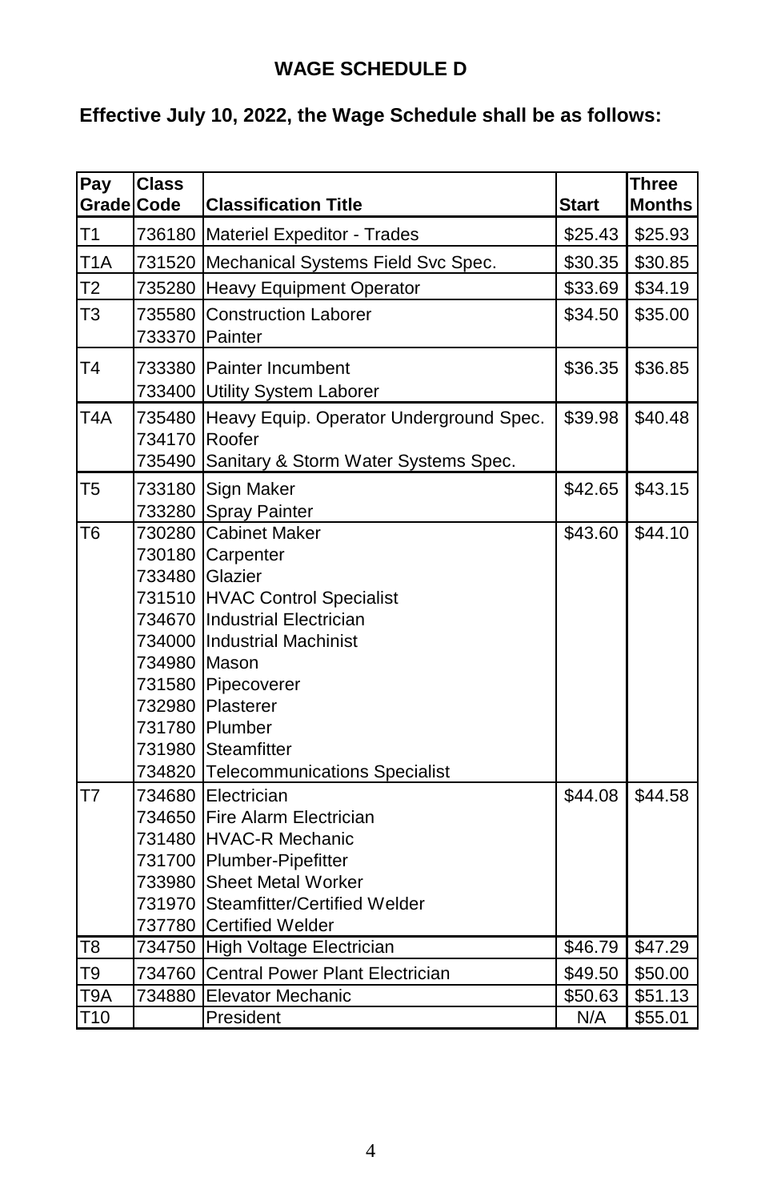# WAGE SCHEDULE D

**Effective July 10, 2022, the Wage Schedule shall be as follows:**

| Pay Grade | Class Code | Classification Title | Start | Three Months |
|---|---|---|---|---|
| T1 | 736180 | Materiel Expeditor - Trades | $25.43 | $25.93 |
| T1A | 731520 | Mechanical Systems Field Svc Spec. | $30.35 | $30.85 |
| T2 | 735280 | Heavy Equipment Operator | $33.69 | $34.19 |
| T3 | 735580 | Construction Laborer | $34.50 | $35.00 |
| | 733370 | Painter | | |
| T4 | 733380 | Painter Incumbent | $36.35 | $36.85 |
| | 733400 | Utility System Laborer | | |
| T4A | 735480 | Heavy Equip. Operator Underground Spec. | $39.98 | $40.48 |
| | 734170 | Roofer | | |
| | 735490 | Sanitary & Storm Water Systems Spec. | | |
| T5 | 733180 | Sign Maker | $42.65 | $43.15 |
| | 733280 | Spray Painter | | |
| T6 | 730280 | Cabinet Maker | $43.60 | $44.10 |
| | 730180 | Carpenter | | |
| | 733480 | Glazier | | |
| | 731510 | HVAC Control Specialist | | |
| | 734670 | Industrial Electrician | | |
| | 734000 | Industrial Machinist | | |
| | 734980 | Mason | | |
| | 731580 | Pipecoverer | | |
| | 732980 | Plasterer | | |
| | 731780 | Plumber | | |
| | 731980 | Steamfitter | | |
| | 734820 | Telecommunications Specialist | | |
| T7 | 734680 | Electrician | $44.08 | $44.58 |
| | 734650 | Fire Alarm Electrician | | |
| | 731480 | HVAC-R Mechanic | | |
| | 731700 | Plumber-Pipefitter | | |
| | 733980 | Sheet Metal Worker | | |
| | 731970 | Steamfitter/Certified Welder | | |
| | 737780 | Certified Welder | | |
| T8 | 734750 | High Voltage Electrician | $46.79 | $47.29 |
| T9 | 734760 | Central Power Plant Electrician | $49.50 | $50.00 |
| T9A | 734880 | Elevator Mechanic | $50.63 | $51.13 |
| T10 | | President | N/A | $55.01 |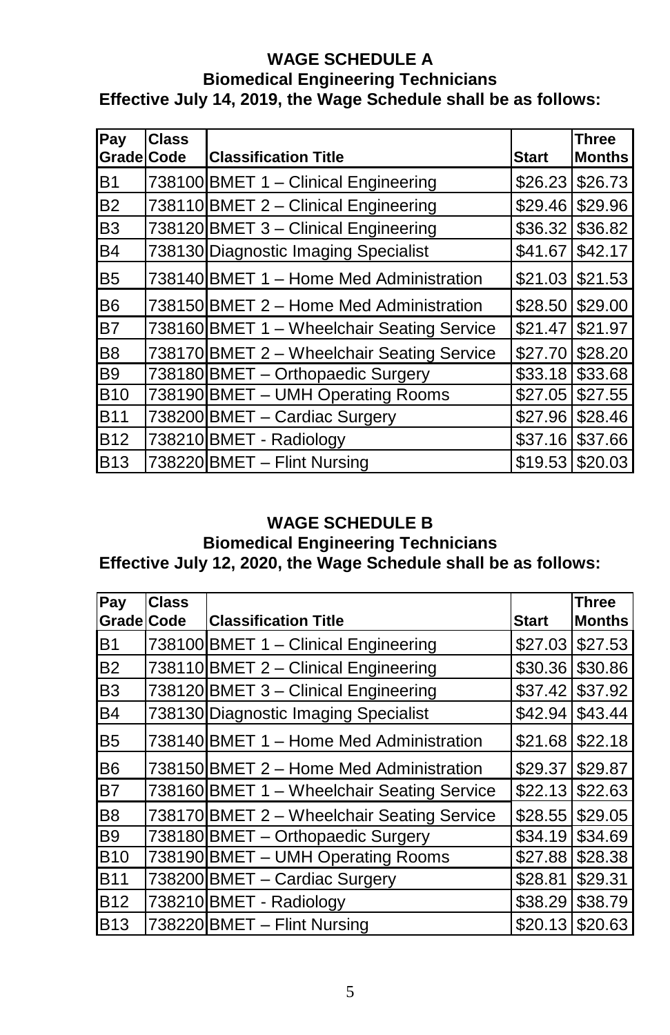## WAGE SCHEDULE A
### Biomedical Engineering Technicians
### Effective July 14, 2019, the Wage Schedule shall be as follows:

| Pay Grade | Class Code | Classification Title | Start | Three Months |
|---|---|---|---|---|
| B1 | 738100 | BMET 1 – Clinical Engineering | $26.23 | $26.73 |
| B2 | 738110 | BMET 2 – Clinical Engineering | $29.46 | $29.96 |
| B3 | 738120 | BMET 3 – Clinical Engineering | $36.32 | $36.82 |
| B4 | 738130 | Diagnostic Imaging Specialist | $41.67 | $42.17 |
| B5 | 738140 | BMET 1 – Home Med Administration | $21.03 | $21.53 |
| B6 | 738150 | BMET 2 – Home Med Administration | $28.50 | $29.00 |
| B7 | 738160 | BMET 1 – Wheelchair Seating Service | $21.47 | $21.97 |
| B8 | 738170 | BMET 2 – Wheelchair Seating Service | $27.70 | $28.20 |
| B9 | 738180 | BMET – Orthopaedic Surgery | $33.18 | $33.68 |
| B10 | 738190 | BMET – UMH Operating Rooms | $27.05 | $27.55 |
| B11 | 738200 | BMET – Cardiac Surgery | $27.96 | $28.46 |
| B12 | 738210 | BMET - Radiology | $37.16 | $37.66 |
| B13 | 738220 | BMET – Flint Nursing | $19.53 | $20.03 |

## WAGE SCHEDULE B
### Biomedical Engineering Technicians
### Effective July 12, 2020, the Wage Schedule shall be as follows:

| Pay Grade | Class Code | Classification Title | Start | Three Months |
|---|---|---|---|---|
| B1 | 738100 | BMET 1 – Clinical Engineering | $27.03 | $27.53 |
| B2 | 738110 | BMET 2 – Clinical Engineering | $30.36 | $30.86 |
| B3 | 738120 | BMET 3 – Clinical Engineering | $37.42 | $37.92 |
| B4 | 738130 | Diagnostic Imaging Specialist | $42.94 | $43.44 |
| B5 | 738140 | BMET 1 – Home Med Administration | $21.68 | $22.18 |
| B6 | 738150 | BMET 2 – Home Med Administration | $29.37 | $29.87 |
| B7 | 738160 | BMET 1 – Wheelchair Seating Service | $22.13 | $22.63 |
| B8 | 738170 | BMET 2 – Wheelchair Seating Service | $28.55 | $29.05 |
| B9 | 738180 | BMET – Orthopaedic Surgery | $34.19 | $34.69 |
| B10 | 738190 | BMET – UMH Operating Rooms | $27.88 | $28.38 |
| B11 | 738200 | BMET – Cardiac Surgery | $28.81 | $29.31 |
| B12 | 738210 | BMET - Radiology | $38.29 | $38.79 |
| B13 | 738220 | BMET – Flint Nursing | $20.13 | $20.63 |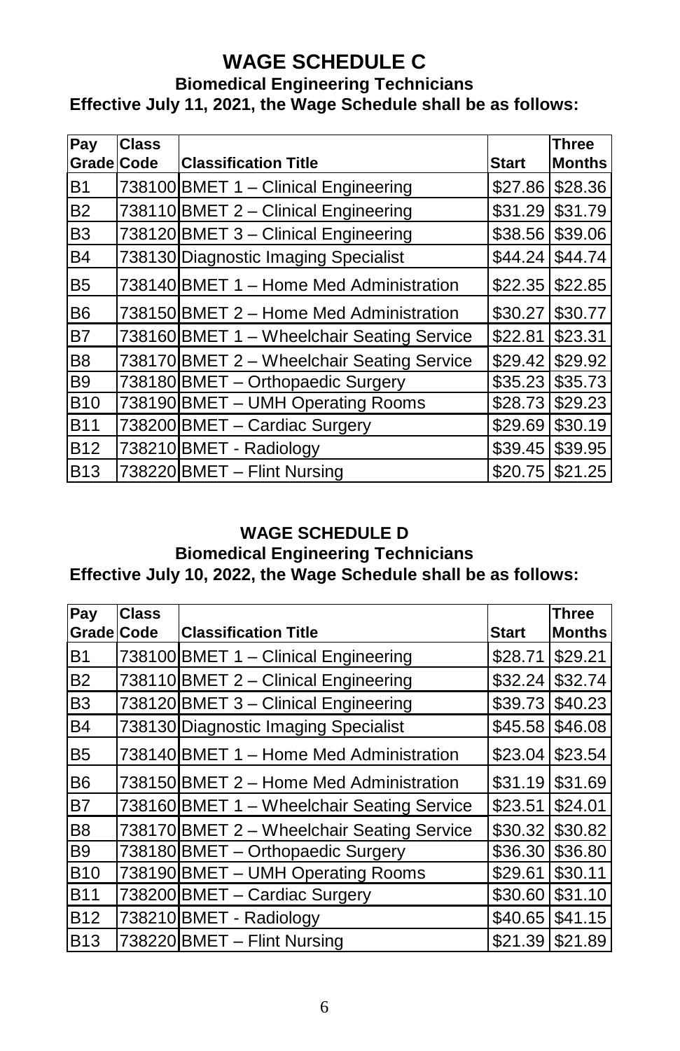# WAGE SCHEDULE C

**Biomedical Engineering Technicians**

**Effective July 11, 2021, the Wage Schedule shall be as follows:**

| Pay Grade | Class Code | Classification Title | Start | Three Months |
|---|---|---|---|---|
| B1 | 738100 | BMET 1 – Clinical Engineering | $27.86 | $28.36 |
| B2 | 738110 | BMET 2 – Clinical Engineering | $31.29 | $31.79 |
| B3 | 738120 | BMET 3 – Clinical Engineering | $38.56 | $39.06 |
| B4 | 738130 | Diagnostic Imaging Specialist | $44.24 | $44.74 |
| B5 | 738140 | BMET 1 – Home Med Administration | $22.35 | $22.85 |
| B6 | 738150 | BMET 2 – Home Med Administration | $30.27 | $30.77 |
| B7 | 738160 | BMET 1 – Wheelchair Seating Service | $22.81 | $23.31 |
| B8 | 738170 | BMET 2 – Wheelchair Seating Service | $29.42 | $29.92 |
| B9 | 738180 | BMET – Orthopaedic Surgery | $35.23 | $35.73 |
| B10 | 738190 | BMET – UMH Operating Rooms | $28.73 | $29.23 |
| B11 | 738200 | BMET – Cardiac Surgery | $29.69 | $30.19 |
| B12 | 738210 | BMET - Radiology | $39.45 | $39.95 |
| B13 | 738220 | BMET – Flint Nursing | $20.75 | $21.25 |

### WAGE SCHEDULE D

**Biomedical Engineering Technicians**

**Effective July 10, 2022, the Wage Schedule shall be as follows:**

| Pay Grade | Class Code | Classification Title | Start | Three Months |
|---|---|---|---|---|
| B1 | 738100 | BMET 1 – Clinical Engineering | $28.71 | $29.21 |
| B2 | 738110 | BMET 2 – Clinical Engineering | $32.24 | $32.74 |
| B3 | 738120 | BMET 3 – Clinical Engineering | $39.73 | $40.23 |
| B4 | 738130 | Diagnostic Imaging Specialist | $45.58 | $46.08 |
| B5 | 738140 | BMET 1 – Home Med Administration | $23.04 | $23.54 |
| B6 | 738150 | BMET 2 – Home Med Administration | $31.19 | $31.69 |
| B7 | 738160 | BMET 1 – Wheelchair Seating Service | $23.51 | $24.01 |
| B8 | 738170 | BMET 2 – Wheelchair Seating Service | $30.32 | $30.82 |
| B9 | 738180 | BMET – Orthopaedic Surgery | $36.30 | $36.80 |
| B10 | 738190 | BMET – UMH Operating Rooms | $29.61 | $30.11 |
| B11 | 738200 | BMET – Cardiac Surgery | $30.60 | $31.10 |
| B12 | 738210 | BMET - Radiology | $40.65 | $41.15 |
| B13 | 738220 | BMET – Flint Nursing | $21.39 | $21.89 |